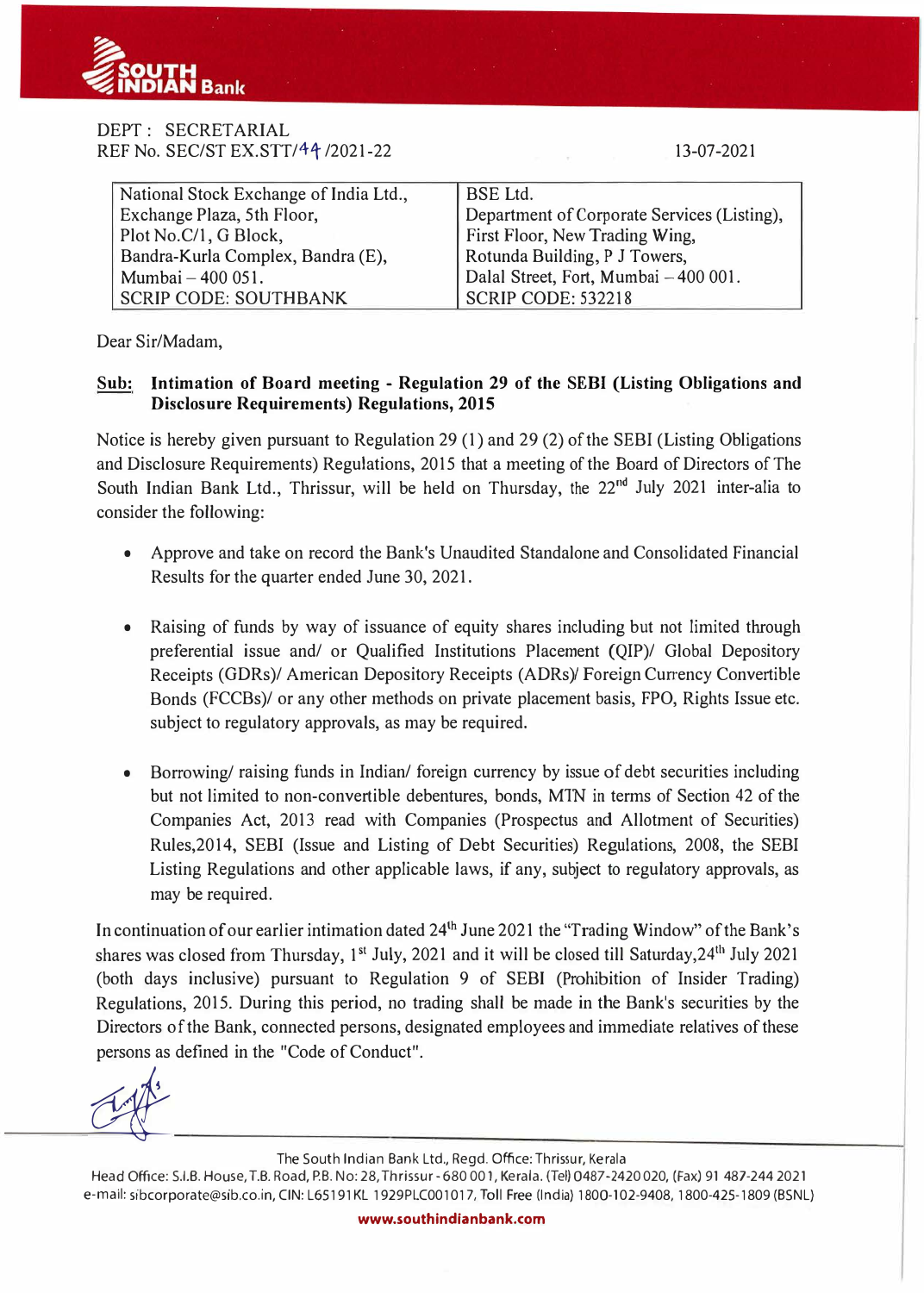DEPT : SECRETARIAL
REF No. SEC/ST EX.STT/44 /2021-22

13-07-2021

| National Stock Exchange of India Ltd., Exchange Plaza, 5th Floor, Plot No.C/1, G Block, Bandra-Kurla Complex, Bandra (E), Mumbai – 400 051. SCRIP CODE: SOUTHBANK | BSE Ltd. Department of Corporate Services (Listing), First Floor, New Trading Wing, Rotunda Building, P J Towers, Dalal Street, Fort, Mumbai – 400 001. SCRIP CODE: 532218 |
|---|---|

Dear Sir/Madam,

**Sub: Intimation of Board meeting - Regulation 29 of the SEBI (Listing Obligations and Disclosure Requirements) Regulations, 2015**

Notice is hereby given pursuant to Regulation 29 (1) and 29 (2) of the SEBI (Listing Obligations and Disclosure Requirements) Regulations, 2015 that a meeting of the Board of Directors of The South Indian Bank Ltd., Thrissur, will be held on Thursday, the 22nd July 2021 inter-alia to consider the following:

- Approve and take on record the Bank's Unaudited Standalone and Consolidated Financial Results for the quarter ended June 30, 2021.
- Raising of funds by way of issuance of equity shares including but not limited through preferential issue and/ or Qualified Institutions Placement (QIP)/ Global Depository Receipts (GDRs)/ American Depository Receipts (ADRs)/ Foreign Currency Convertible Bonds (FCCBs)/ or any other methods on private placement basis, FPO, Rights Issue etc. subject to regulatory approvals, as may be required.
- Borrowing/ raising funds in Indian/ foreign currency by issue of debt securities including but not limited to non-convertible debentures, bonds, MTN in terms of Section 42 of the Companies Act, 2013 read with Companies (Prospectus and Allotment of Securities) Rules,2014, SEBI (Issue and Listing of Debt Securities) Regulations, 2008, the SEBI Listing Regulations and other applicable laws, if any, subject to regulatory approvals, as may be required.

In continuation of our earlier intimation dated 24th June 2021 the "Trading Window" of the Bank's shares was closed from Thursday, 1st July, 2021 and it will be closed till Saturday,24th July 2021 (both days inclusive) pursuant to Regulation 9 of SEBI (Prohibition of Insider Trading) Regulations, 2015. During this period, no trading shall be made in the Bank's securities by the Directors of the Bank, connected persons, designated employees and immediate relatives of these persons as defined in the "Code of Conduct".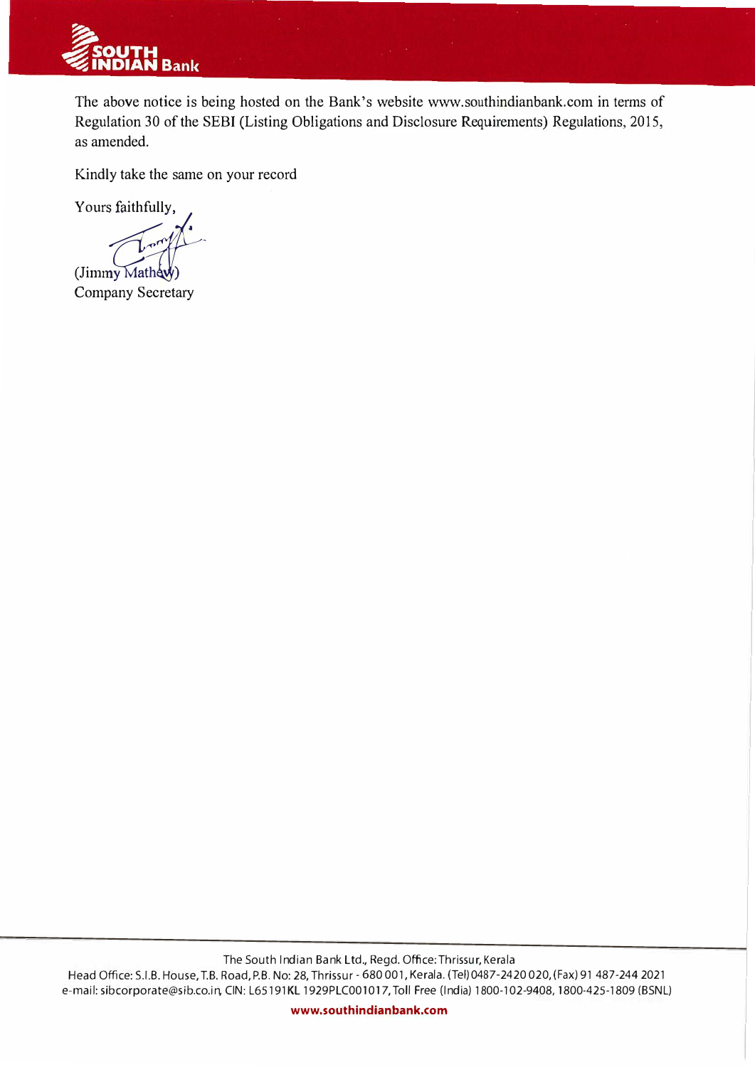The above notice is being hosted on the Bank's website www.southindianbank.com in terms of Regulation 30 of the SEBI (Listing Obligations and Disclosure Requirements) Regulations, 2015, as amended.

Kindly take the same on your record

Yours faithfully,

(Jimmy Mathew)
Company Secretary